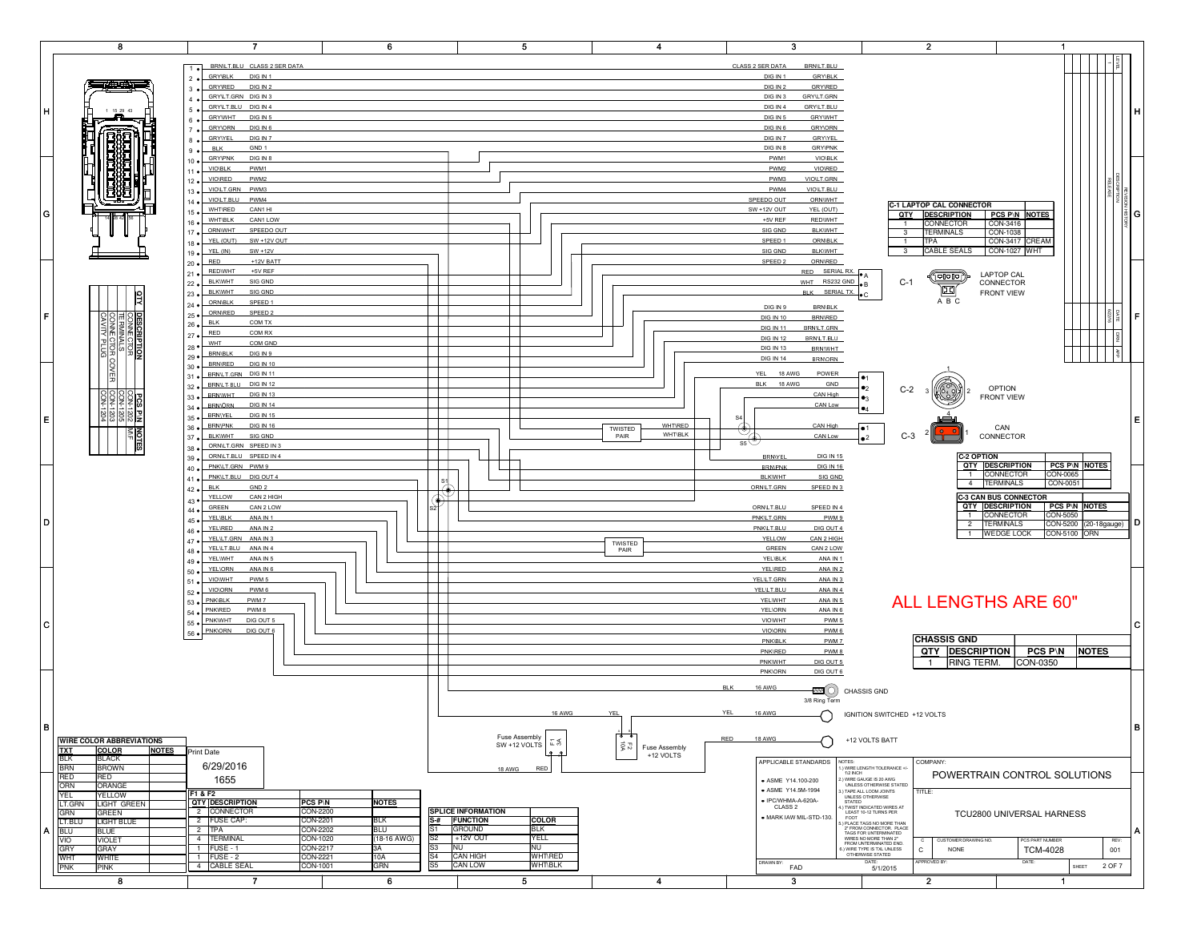# TCU2800 UNIVERSAL HARNESS

## Main Connector Pinout (Pins 1–56)

| Pin | Wire Color | Function |
|---|---|---|
| 1 | BRN\LT.BLU | CLASS 2 SER DATA |
| 2 | GRY\BLK | DIG IN 1 |
| 3 | GRY\RED | DIG IN 2 |
| 4 | GRY\LT.GRN | DIG IN 3 |
| 5 | GRY\LT.BLU | DIG IN 4 |
| 6 | GRY\WHT | DIG IN 5 |
| 7 | GRY\ORN | DIG IN 6 |
| 8 | GRY\YEL | DIG IN 7 |
| 9 | BLK | GND 1 |
| 10 | GRY\PNK | DIG IN 8 |
| 11 | VIO\BLK | PWM1 |
| 12 | VIO\RED | PWM2 |
| 13 | VIO\LT.GRN | PWM3 |
| 14 | VIO\LT.BLU | PWM4 |
| 15 | WHT\RED | CAN1 HI |
| 16 | WHT\BLK | CAN1 LOW |
| 17 | ORN\WHT | SPEEDO OUT |
| 18 | YEL (OUT) | SW +12V OUT |
| 19 | YEL (IN) | SW +12V |
| 20 | RED | +12V BATT |
| 21 | RED\WHT | +5V REF |
| 22 | BLK\WHT | SIG GND |
| 23 | BLK\WHT | SIG GND |
| 24 | ORN\BLK | SPEED 1 |
| 25 | ORN\RED | SPEED 2 |
| 26 | BLK | COM TX |
| 27 | RED | COM RX |
| 28 | WHT | COM GND |
| 29 | BRN\BLK | DIG IN 9 |
| 30 | BRN\RED | DIG IN 10 |
| 31 | BRN\LT.GRN | DIG IN 11 |
| 32 | BRN\LT.BLU | DIG IN 12 |
| 33 | BRN\WHT | DIG IN 13 |
| 34 | BRN\ORN | DIG IN 14 |
| 35 | BRN\YEL | DIG IN 15 |
| 36 | BRN\PNK | DIG IN 16 |
| 37 | BLK\WHT | SIG GND |
| 38 | ORN\LT.GRN | SPEED IN 3 |
| 39 | ORN\LT.BLU | SPEED IN 4 |
| 40 | PNK\LT.GRN | PWM 9 |
| 41 | PNK\LT.BLU | DIG OUT 4 |
| 42 | BLK | GND 2 |
| 43 | YELLOW | CAN 2 HIGH |
| 44 | GREEN | CAN 2 LOW |
| 45 | YEL\BLK | ANA IN 1 |
| 46 | YEL\RED | ANA IN 2 |
| 47 | YEL\LT.GRN | ANA IN 3 |
| 48 | YEL\LT.BLU | ANA IN 4 |
| 49 | YEL\WHT | ANA IN 5 |
| 50 | YEL\ORN | ANA IN 6 |
| 51 | VIO\WHT | PWM 5 |
| 52 | VIO\ORN | PWM 6 |
| 53 | PNK\BLK | PWM 7 |
| 54 | PNK\RED | PWM 8 |
| 55 | PNK\WHT | DIG OUT 5 |
| 56 | PNK\ORN | DIG OUT 6 |

| QTY | DESCRIPTION | PCS P\N | NOTES |
|---|---|---|---|
| | CONNECTOR | CON-1202 | M/F |
| | TERMINALS | CON-1203 | |
| | CONNECTOR COVER | CON-1205 | |
| | CAVITY PLUG | CON-1204 | |

## Harness End Terminations

| Function | Wire Color |
|---|---|
| CLASS 2 SER DATA | BRN\LT.BLU |
| DIG IN 1 | GRY\BLK |
| DIG IN 2 | GRY\RED |
| DIG IN 3 | GRY\LT.GRN |
| DIG IN 4 | GRY\LT.BLU |
| DIG IN 5 | GRY\WHT |
| DIG IN 6 | GRY\ORN |
| DIG IN 7 | GRY\YEL |
| DIG IN 8 | GRY\PNK |
| PWM1 | VIO\BLK |
| PWM2 | VIO\RED |
| PWM3 | VIO\LT.GRN |
| PWM4 | VIO\LT.BLU |
| SPEEDO OUT | ORN\WHT |
| SW +12V OUT | YEL (OUT) |
| +5V REF | RED\WHT |
| SIG GND | BLK\WHT |
| SPEED 1 | ORN\BLK |
| SIG GND | BLK\WHT |
| SPEED 2 | ORN\RED |
| DIG IN 9 | BRN\BLK |
| DIG IN 10 | BRN\RED |
| DIG IN 11 | BRN\LT.GRN |
| DIG IN 12 | BRN\LT.BLU |
| DIG IN 13 | BRN\WHT |
| DIG IN 14 | BRN\ORN |
| DIG IN 15 | BRN\YEL |
| DIG IN 16 | BRN\PNK |
| SIG GND | BLK\WHT |
| SPEED IN 3 | ORN\LT.GRN |
| SPEED IN 4 | ORN\LT.BLU |
| PWM 9 | PNK\LT.GRN |
| DIG OUT 4 | PNK\LT.BLU |
| CAN 2 HIGH | YELLOW |
| CAN 2 LOW | GREEN |
| ANA IN 1 | YEL\BLK |
| ANA IN 2 | YEL\RED |
| ANA IN 3 | YEL\LT.GRN |
| ANA IN 4 | YEL\LT.BLU |
| ANA IN 5 | YEL\WHT |
| ANA IN 6 | YEL\ORN |
| PWM 5 | VIO\WHT |
| PWM 6 | VIO\ORN |
| PWM 7 | PNK\BLK |
| PWM 8 | PNK\RED |
| DIG OUT 5 | PNK\WHT |
| DIG OUT 6 | PNK\ORN |

### C-1 Laptop Cal Connector (Front View) — Pins A B C

| Pin | Wire | Function |
|---|---|---|
| A | RED | SERIAL RX |
| B | WHT | RS232 GND |
| C | BLK | SERIAL TX |

| QTY | DESCRIPTION | PCS P\N | NOTES |
|---|---|---|---|
| 1 | CONNECTOR | CON-3416 | |
| 3 | TERMINALS | CON-1038 | |
| 1 | TPA | CON-3417 | CREAM |
| 3 | CABLE SEALS | CON-1027 | WHT |

### C-2 Option (Front View)

| Pin | Wire | Function |
|---|---|---|
| 1 | YEL 18 AWG | POWER |
| 2 | BLK 18 AWG | GND |
| 3 | | CAN High |
| 4 | | CAN Low |

| QTY | DESCRIPTION | PCS P\N | NOTES |
|---|---|---|---|
| 1 | CONNECTOR | CON-0065 | |
| 4 | TERMINALS | CON-0051 | |

### C-3 CAN Connector

| Pin | Function |
|---|---|
| 1 | CAN High |
| 2 | CAN Low |

TWISTED PAIR (WHT\RED, WHT\BLK)

| QTY | DESCRIPTION | PCS P\N | NOTES |
|---|---|---|---|
| 1 | CONNECTOR | CON-5050 | |
| 2 | TERMINALS | CON-5200 | (20-18gauge) |
| 1 | WEDGE LOCK | CON-5100 | ORN |

TWISTED PAIR (CAN 2 HIGH / CAN 2 LOW)

### Power / Ground

- BLK 16 AWG — 3/8 Ring Term — CHASSIS GND
- YEL 16 AWG — IGNITION SWITCHED +12 VOLTS
- RED 18 AWG — +12 VOLTS BATT
- Fuse Assembly SW +12 VOLTS (F1 3A), 16 AWG YEL; 18 AWG RED
- Fuse Assembly +12 VOLTS (F2 10A)

**ALL LENGTHS ARE 60"**

### Chassis GND

| QTY | DESCRIPTION | PCS P\N | NOTES |
|---|---|---|---|
| 1 | RING TERM. | CON-0350 | |

### F1 & F2

| QTY | DESCRIPTION | PCS P\N | NOTES |
|---|---|---|---|
| 2 | CONNECTOR | CON-2200 | |
| 2 | FUSE CAP: | CON-2201 | BLK |
| 2 | TPA | CON-2202 | BLU |
| 4 | TERMINAL | CON-1020 | (18-16 AWG) |
| 1 | FUSE - 1 | CON-2217 | 3A |
| 1 | FUSE - 2 | CON-2221 | 10A |
| 4 | CABLE SEAL | CON-1001 | GRN |

### Splice Information

| S-# | FUNCTION | COLOR |
|---|---|---|
| S1 | GROUND | BLK |
| S2 | +12V OUT | YELL |
| S3 | NU | NU |
| S4 | CAN HIGH | WHT\RED |
| S5 | CAN LOW | WHT\BLK |

### Wire Color Abbreviations

| TXT | COLOR | NOTES |
|---|---|---|
| BLK | BLACK | |
| BRN | BROWN | |
| RED | RED | |
| ORN | ORANGE | |
| YEL | YELLOW | |
| LT.GRN | LIGHT GREEN | |
| GRN | GREEN | |
| LT.BLU | LIGHT BLUE | |
| BLU | BLUE | |
| VIO | VIOLET | |
| GRY | GRAY | |
| WHT | WHITE | |
| PNK | PINK | |

Print Date: 6/29/2016 1655

**APPLICABLE STANDARDS**
- ASME Y14.100-200
- ASME Y14.5M-1994
- IPC/WHMA-A-620A-CLASS 2
- MARK IAW MIL-STD-130

**NOTES:**
1.) WIRE LENGTH TOLERANCE +/- 1/2 INCH
2.) WIRE GAUGE IS 20 AWG UNLESS OTHERWISE STATED
3.) TAPE ALL LOOM JOINTS UNLESS OTHERWISE STATED
4.) TWIST INDICATED WIRES AT LEAST 10-12 TURNS PER FOOT
5.) PLACE TAGS NO MORE THAN 2" FROM CONNECTOR. PLACE TAGS FOR UNTERMINATED WIRES NO MORE THAN 2" FROM UNTERMINATED END.
6.) WIRE TYPE IS TXL UNLESS OTHERWISE STATED

COMPANY: POWERTRAIN CONTROL SOLUTIONS
TITLE: TCU2800 UNIVERSAL HARNESS
DRAWN BY: FAD — DATE: 5/1/2015
CUSTOMER DRAWING NO.: NONE — PCS PART NUMBER: TCM-4028 — REV: 001 — SIZE: C
SHEET 2 OF 7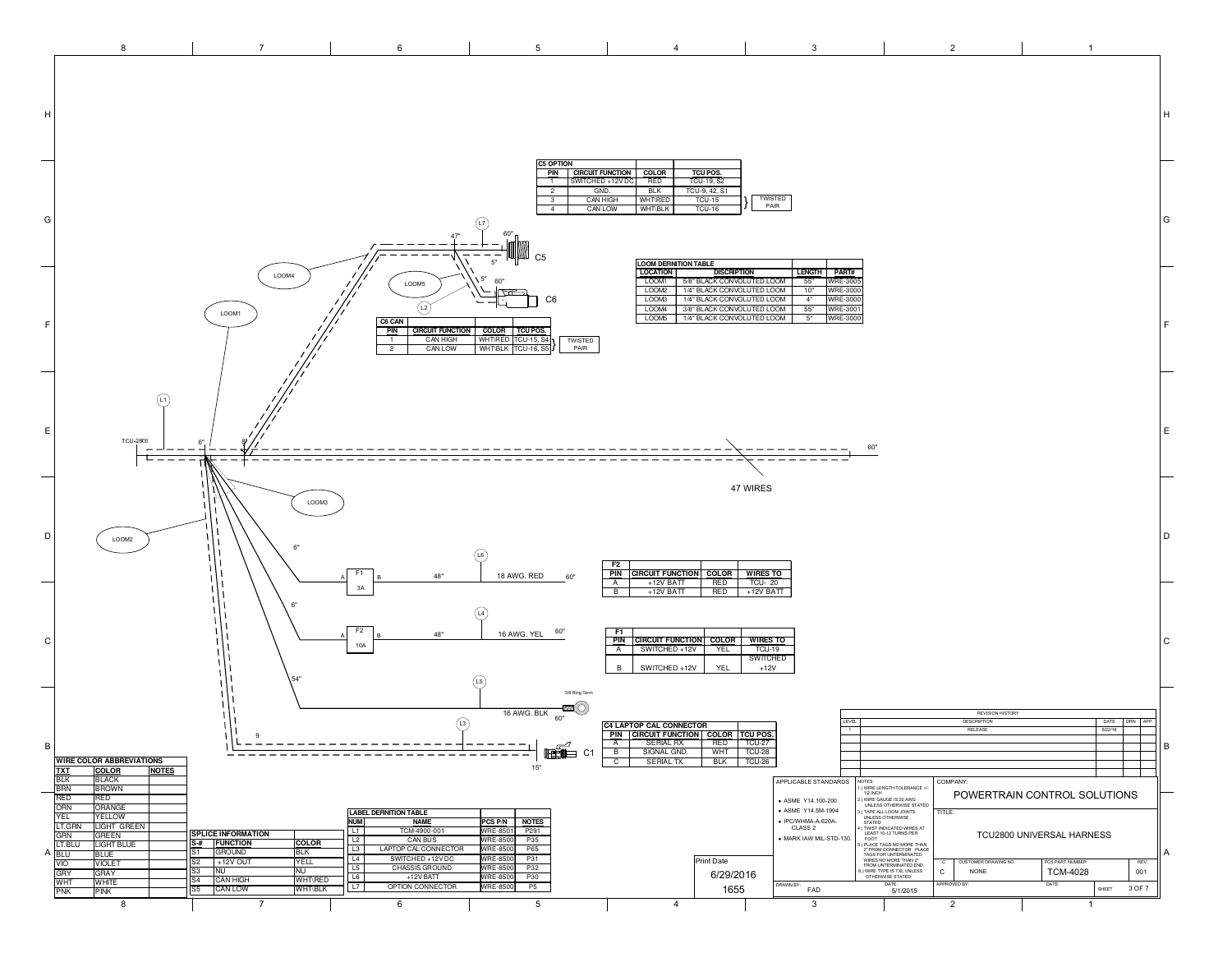| C5 OPTION | | | | |
|---|---|---|---|---|
| PIN | CIRCUIT FUNCTION | COLOR | TCU POS. | |
| 1 | SWITCHED +12V DC | RED | TCU-19, S2 | |
| 2 | GND. | BLK | TCU-9, 42, S1 | |
| 3 | CAN HIGH | WHT\RED | TCU-15 | TWISTED PAIR |
| 4 | CAN LOW | WHT\BLK | TCU-16 | |

| LOOM DEFINITION TABLE | | | |
|---|---|---|---|
| LOCATION | DISCRIPTION | LENGTH | PART# |
| LOOM1 | 5/8" BLACK CONVOLUTED LOOM | 55" | WRE-3005 |
| LOOM2 | 1/4" BLACK CONVOLUTED LOOM | 10" | WRE-3000 |
| LOOM3 | 1/4" BLACK CONVOLUTED LOOM | 4" | WRE-3000 |
| LOOM4 | 3/8" BLACK CONVOLUTED LOOM | 55" | WRE-3001 |
| LOOM5 | 1/4" BLACK CONVOLUTED LOOM | 5" | WRE-3000 |

| C6 CAN | | | | |
|---|---|---|---|---|
| PIN | CIRCUIT FUNCTION | COLOR | TCU POS. | |
| 1 | CAN HIGH | WHT\RED | TCU-15, S4 | TWISTED PAIR |
| 2 | CAN LOW | WHT\BLK | TCU-16, S5 | |

L7
47"
60"
5"
C5
LOOM4
LOOM5
5"
60"
C6
L2
LOOM1
L1
TCU-2800
6"
8"
60"
47 WIRES
LOOM3
LOOM2
6"
L6
F1
3A
A
B
48"
18 AWG. RED
60"
6"
L4
F2
10A
A
B
48"
16 AWG. YEL
60"
54"
L5
3/8 Ring Term
16 AWG. BLK
60"
L3
9
C1
15"

| F2 | | | |
|---|---|---|---|
| PIN | CIRCUIT FUNCTION | COLOR | WIRES TO |
| A | +12V BATT | RED | TCU- 20 |
| B | +12V BATT | RED | +12V BATT |

| F1 | | | |
|---|---|---|---|
| PIN | CIRCUIT FUNCTION | COLOR | WIRES TO |
| A | SWITCHED +12V | YEL | TCU-19 |
| B | SWITCHED +12V | YEL | SWITCHED +12V |

| C4 LAPTOP CAL CONNECTOR | | | |
|---|---|---|---|
| PIN | CIRCUIT FUNCTION | COLOR | TCU POS. |
| A | SERIAL RX | RED | TCU-27 |
| B | SIGNAL GND. | WHT | TCU-28 |
| C | SERIAL TX | BLK | TCU-26 |

| REVISION HISTORY | | | | |
|---|---|---|---|---|
| LEVEL | DESCRIPTION | DATE | DRN | APP |
| 1 | RELEASE | 6/22/16 | | |

| WIRE COLOR ABBREVIATIONS | | |
|---|---|---|
| TXT | COLOR | NOTES |
| BLK | BLACK | |
| BRN | BROWN | |
| RED | RED | |
| ORN | ORANGE | |
| YEL | YELLOW | |
| LT.GRN | LIGHT GREEN | |
| GRN | GREEN | |
| LT.BLU | LIGHT BLUE | |
| BLU | BLUE | |
| VIO | VIOLET | |
| GRY | GRAY | |
| WHT | WHITE | |
| PNK | PINK | |

| SPLICE INFORMATION | | |
|---|---|---|
| S-# | FUNCTION | COLOR |
| S1 | GROUND | BLK |
| S2 | +12V OUT | YELL |
| S3 | NU | NU |
| S4 | CAN HIGH | WHT\RED |
| S5 | CAN LOW | WHT\BLK |

| LABEL DEFINITION TABLE | | | |
|---|---|---|---|
| NUM | NAME | PCS P/N | NOTES |
| L1 | TCM-4900-001 | WRE-8501 | P291 |
| L2 | CAN BUS | WRE-8500 | P35 |
| L3 | LAPTOP CAL CONNECTOR | WRE-8500 | P65 |
| L4 | SWITCHED +12V DC | WRE-8500 | P31 |
| L5 | CHASSIS GROUND | WRE-8500 | P32 |
| L6 | +12V BATT | WRE-8500 | P30 |
| L7 | OPTION CONNECTOR | WRE-8500 | P5 |

Print Date
6/29/2016
1655

APPLICABLE STANDARDS

- ASME Y14.100-200
- ASME Y14.5M-1994
- IPC/WHMA-A-620A-CLASS 2
- MARK IAW MIL-STD-130.

NOTES:
1.) WIRE LENGTH TOLERANCE +/- 1/2 INCH
2.) WIRE GAUGE IS 20 AWG UNLESS OTHERWISE STATED
3.) TAPE ALL LOOM JOINTS UNLESS OTHERWISE STATED
4.) TWIST INDICATED WIRES AT LEAST 10-12 TURNS PER FOOT
5.) PLACE TAGS NO MORE THAN 2" FROM CONNECTOR. PLACE TAGS FOR UNTERMINATED WIRES NO MORE THAN 2" FROM UNTERMINATED END.
6.) WIRE TYPE IS TXL UNLESS OTHERWISE STATED

COMPANY: POWERTRAIN CONTROL SOLUTIONS

TITLE: TCU2800 UNIVERSAL HARNESS

C | CUSTOMER DRAWING NO.: NONE | PCS PART NUMBER: TCM-4028 | REV: 001

DRAWN BY: FAD | DATE: 5/1/2015 | APPROVED BY: | DATE: | SHEET 3 OF 7